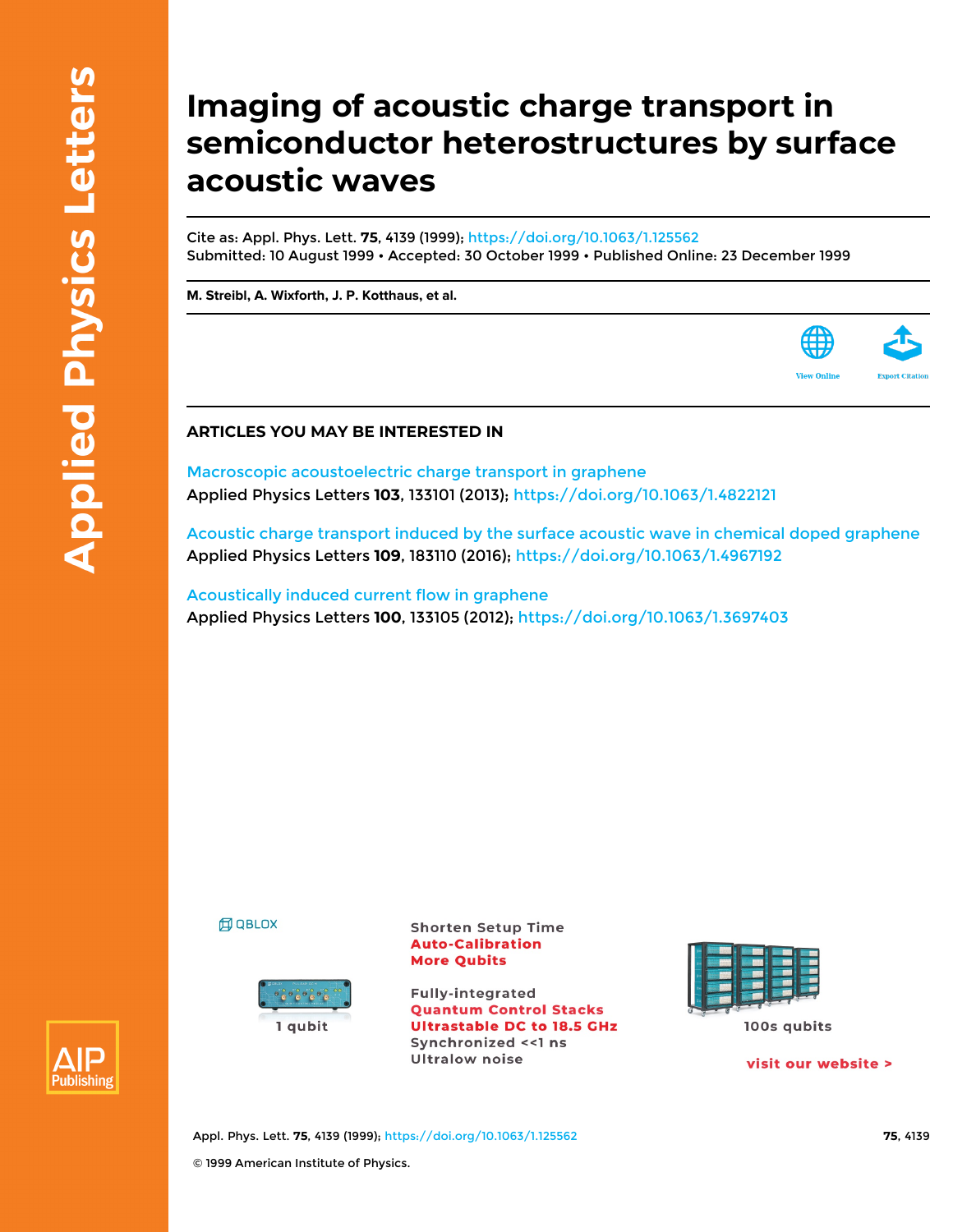# Imaging of acoustic charge transport in semiconductor heterostructures by surface acoustic waves

Cite as: Appl. Phys. Lett. **75**, 4139 (1999); https://doi.org/10.1063/1.125562
Submitted: 10 August 1999 • Accepted: 30 October 1999 • Published Online: 23 December 1999

**M. Streibl, A. Wixforth, J. P. Kotthaus, et al.**

View Online | Export Citation

## ARTICLES YOU MAY BE INTERESTED IN

Macroscopic acoustoelectric charge transport in graphene
Applied Physics Letters **103**, 133101 (2013); https://doi.org/10.1063/1.4822121

Acoustic charge transport induced by the surface acoustic wave in chemical doped graphene
Applied Physics Letters **109**, 183110 (2016); https://doi.org/10.1063/1.4967192

Acoustically induced current flow in graphene
Applied Physics Letters **100**, 133105 (2012); https://doi.org/10.1063/1.3697403

© 1999 American Institute of Physics.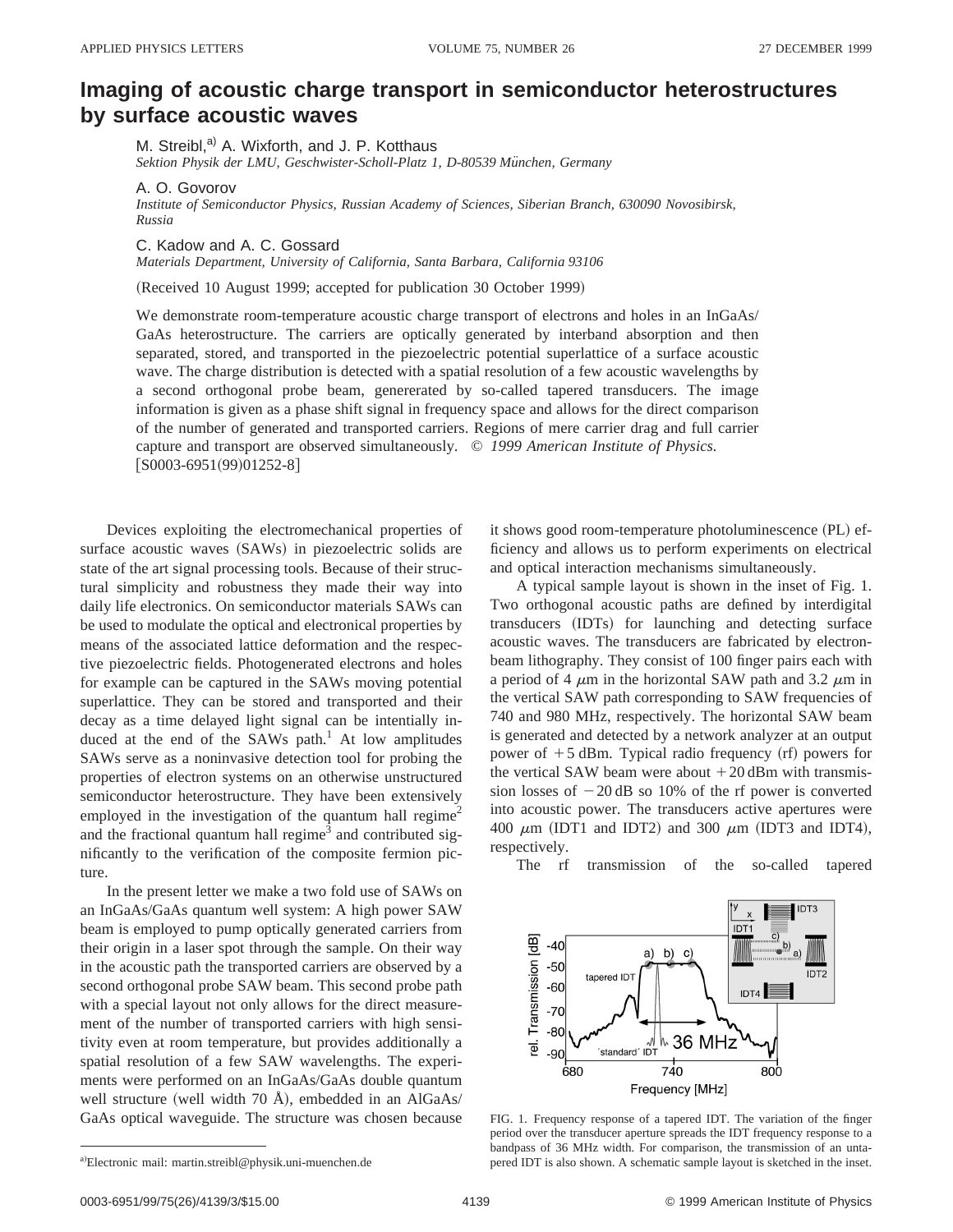# Imaging of acoustic charge transport in semiconductor heterostructures by surface acoustic waves

M. Streibl,[a] A. Wixforth, and J. P. Kotthaus
*Sektion Physik der LMU, Geschwister-Scholl-Platz 1, D-80539 München, Germany*

A. O. Govorov
*Institute of Semiconductor Physics, Russian Academy of Sciences, Siberian Branch, 630090 Novosibirsk, Russia*

C. Kadow and A. C. Gossard
*Materials Department, University of California, Santa Barbara, California 93106*

(Received 10 August 1999; accepted for publication 30 October 1999)

We demonstrate room-temperature acoustic charge transport of electrons and holes in an InGaAs/GaAs heterostructure. The carriers are optically generated by interband absorption and then separated, stored, and transported in the piezoelectric potential superlattice of a surface acoustic wave. The charge distribution is detected with a spatial resolution of a few acoustic wavelengths by a second orthogonal probe beam, genererated by so-called tapered transducers. The image information is given as a phase shift signal in frequency space and allows for the direct comparison of the number of generated and transported carriers. Regions of mere carrier drag and full carrier capture and transport are observed simultaneously. © *1999 American Institute of Physics.* [S0003-6951(99)01252-8]

Devices exploiting the electromechanical properties of surface acoustic waves (SAWs) in piezoelectric solids are state of the art signal processing tools. Because of their structural simplicity and robustness they made their way into daily life electronics. On semiconductor materials SAWs can be used to modulate the optical and electronical properties by means of the associated lattice deformation and the respective piezoelectric fields. Photogenerated electrons and holes for example can be captured in the SAWs moving potential superlattice. They can be stored and transported and their decay as a time delayed light signal can be intentially induced at the end of the SAWs path.[1] At low amplitudes SAWs serve as a noninvasive detection tool for probing the properties of electron systems on an otherwise unstructured semiconductor heterostructure. They have been extensively employed in the investigation of the quantum hall regime[2] and the fractional quantum hall regime[3] and contributed significantly to the verification of the composite fermion picture.

In the present letter we make a two fold use of SAWs on an InGaAs/GaAs quantum well system: A high power SAW beam is employed to pump optically generated carriers from their origin in a laser spot through the sample. On their way in the acoustic path the transported carriers are observed by a second orthogonal probe SAW beam. This second probe path with a special layout not only allows for the direct measurement of the number of transported carriers with high sensitivity even at room temperature, but provides additionally a spatial resolution of a few SAW wavelengths. The experiments were performed on an InGaAs/GaAs double quantum well structure (well width 70 Å), embedded in an AlGaAs/GaAs optical waveguide. The structure was chosen because it shows good room-temperature photoluminescence (PL) efficiency and allows us to perform experiments on electrical and optical interaction mechanisms simultaneously.

A typical sample layout is shown in the inset of Fig. 1. Two orthogonal acoustic paths are defined by interdigital transducers (IDTs) for launching and detecting surface acoustic waves. The transducers are fabricated by electron-beam lithography. They consist of 100 finger pairs each with a period of 4 $\mu$m in the horizontal SAW path and 3.2 $\mu$m in the vertical SAW path corresponding to SAW frequencies of 740 and 980 MHz, respectively. The horizontal SAW beam is generated and detected by a network analyzer at an output power of +5 dBm. Typical radio frequency (rf) powers for the vertical SAW beam were about +20 dBm with transmission losses of −20 dB so 10% of the rf power is converted into acoustic power. The transducers active apertures were 400 $\mu$m (IDT1 and IDT2) and 300 $\mu$m (IDT3 and IDT4), respectively.

The rf transmission of the so-called tapered

FIG. 1. Frequency response of a tapered IDT. The variation of the finger period over the transducer aperture spreads the IDT frequency response to a bandpass of 36 MHz width. For comparison, the transmission of an untapered IDT is also shown. A schematic sample layout is sketched in the inset.

[a]Electronic mail: martin.streibl@physik.uni-muenchen.de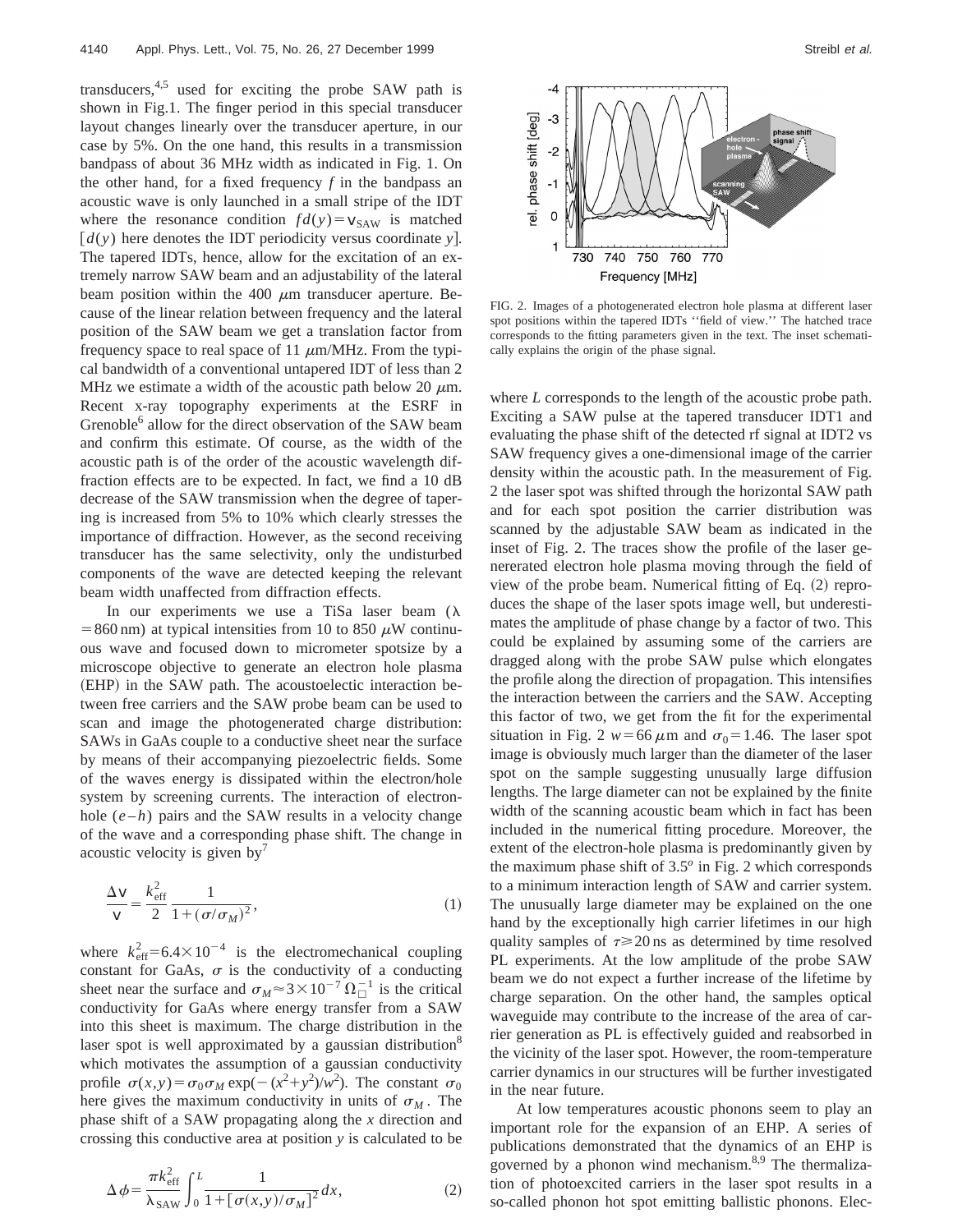transducers,[4,5] used for exciting the probe SAW path is shown in Fig.1. The finger period in this special transducer layout changes linearly over the transducer aperture, in our case by 5%. On the one hand, this results in a transmission bandpass of about 36 MHz width as indicated in Fig. 1. On the other hand, for a fixed frequency $f$ in the bandpass an acoustic wave is only launched in a small stripe of the IDT where the resonance condition $fd(y)=v_{SAW}$ is matched [$d(y)$ here denotes the IDT periodicity versus coordinate $y$]. The tapered IDTs, hence, allow for the excitation of an extremely narrow SAW beam and an adjustability of the lateral beam position within the 400 $\mu$m transducer aperture. Because of the linear relation between frequency and the lateral position of the SAW beam we get a translation factor from frequency space to real space of 11 $\mu$m/MHz. From the typical bandwidth of a conventional untapered IDT of less than 2 MHz we estimate a width of the acoustic path below 20 $\mu$m. Recent x-ray topography experiments at the ESRF in Grenoble[6] allow for the direct observation of the SAW beam and confirm this estimate. Of course, as the width of the acoustic path is of the order of the acoustic wavelength diffraction effects are to be expected. In fact, we find a 10 dB decrease of the SAW transmission when the degree of tapering is increased from 5% to 10% which clearly stresses the importance of diffraction. However, as the second receiving transducer has the same selectivity, only the undisturbed components of the wave are detected keeping the relevant beam width unaffected from diffraction effects.

In our experiments we use a TiSa laser beam ($\lambda = 860$ nm) at typical intensities from 10 to 850 $\mu$W continuous wave and focused down to micrometer spotsize by a microscope objective to generate an electron hole plasma (EHP) in the SAW path. The acoustoelectic interaction between free carriers and the SAW probe beam can be used to scan and image the photogenerated charge distribution: SAWs in GaAs couple to a conductive sheet near the surface by means of their accompanying piezoelectric fields. Some of the waves energy is dissipated within the electron/hole system by screening currents. The interaction of electron-hole ($e-h$) pairs and the SAW results in a velocity change of the wave and a corresponding phase shift. The change in acoustic velocity is given by[7]

$$\frac{\Delta v}{v} = \frac{k_{\mathrm{eff}}^2}{2} \frac{1}{1+(\sigma/\sigma_M)^2}, \tag{1}$$

where $k_{\mathrm{eff}}^2 = 6.4\times10^{-4}$ is the electromechanical coupling constant for GaAs, $\sigma$ is the conductivity of a conducting sheet near the surface and $\sigma_M \approx 3\times10^{-7}\,\Omega_\square^{-1}$ is the critical conductivity for GaAs where energy transfer from a SAW into this sheet is maximum. The charge distribution in the laser spot is well approximated by a gaussian distribution[8] which motivates the assumption of a gaussian conductivity profile $\sigma(x,y)=\sigma_0\sigma_M \exp(-(x^2+y^2)/w^2)$. The constant $\sigma_0$ here gives the maximum conductivity in units of $\sigma_M$. The phase shift of a SAW propagating along the $x$ direction and crossing this conductive area at position $y$ is calculated to be

$$\Delta\phi = \frac{\pi k_{\mathrm{eff}}^2}{\lambda_{\mathrm{SAW}}} \int_0^L \frac{1}{1+[\sigma(x,y)/\sigma_M]^2}\,dx, \tag{2}$$

FIG. 2. Images of a photogenerated electron hole plasma at different laser spot positions within the tapered IDTs ''field of view.'' The hatched trace corresponds to the fitting parameters given in the text. The inset schematically explains the origin of the phase signal.

where $L$ corresponds to the length of the acoustic probe path. Exciting a SAW pulse at the tapered transducer IDT1 and evaluating the phase shift of the detected rf signal at IDT2 vs SAW frequency gives a one-dimensional image of the carrier density within the acoustic path. In the measurement of Fig. 2 the laser spot was shifted through the horizontal SAW path and for each spot position the carrier distribution was scanned by the adjustable SAW beam as indicated in the inset of Fig. 2. The traces show the profile of the laser generated electron hole plasma moving through the field of view of the probe beam. Numerical fitting of Eq. (2) reproduces the shape of the laser spots image well, but underestimates the amplitude of phase change by a factor of two. This could be explained by assuming some of the carriers are dragged along with the probe SAW pulse which elongates the profile along the direction of propagation. This intensifies the interaction between the carriers and the SAW. Accepting this factor of two, we get from the fit for the experimental situation in Fig. 2 $w=66\,\mu$m and $\sigma_0=1.46$. The laser spot image is obviously much larger than the diameter of the laser spot on the sample suggesting unusually large diffusion lengths. The large diameter can not be explained by the finite width of the scanning acoustic beam which in fact has been included in the numerical fitting procedure. Moreover, the extent of the electron-hole plasma is predominantly given by the maximum phase shift of 3.5$^o$ in Fig. 2 which corresponds to a minimum interaction length of SAW and carrier system. The unusually large diameter may be explained on the one hand by the exceptionally high carrier lifetimes in our high quality samples of $\tau \geq 20$ ns as determined by time resolved PL experiments. At the low amplitude of the probe SAW beam we do not expect a further increase of the lifetime by charge separation. On the other hand, the samples optical waveguide may contribute to the increase of the area of carrier generation as PL is effectively guided and reabsorbed in the vicinity of the laser spot. However, the room-temperature carrier dynamics in our structures will be further investigated in the near future.

At low temperatures acoustic phonons seem to play an important role for the expansion of an EHP. A series of publications demonstrated that the dynamics of an EHP is governed by a phonon wind mechanism.[8,9] The thermalization of photoexcited carriers in the laser spot results in a so-called phonon hot spot emitting ballistic phonons. Elec-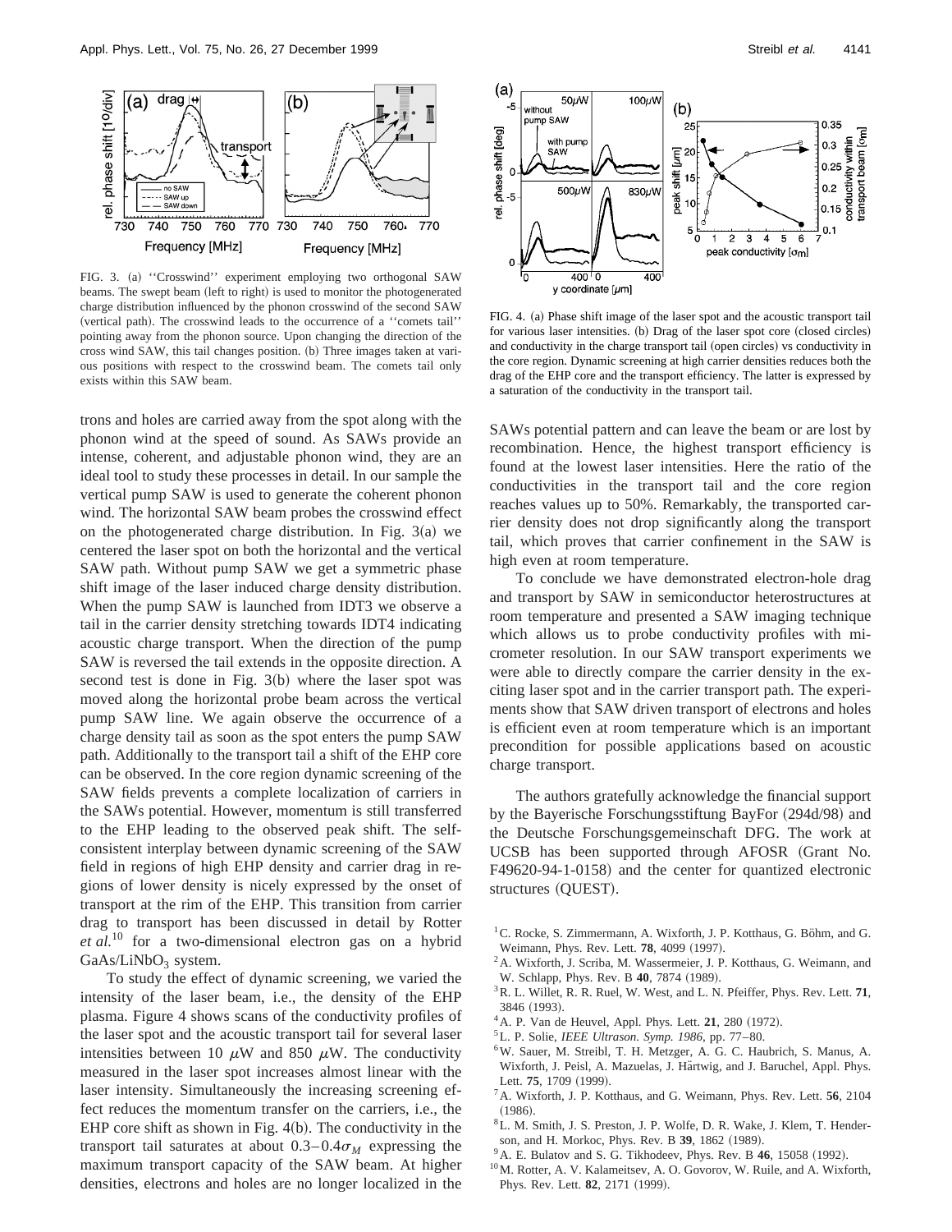(a) drag

transport

rel. phase shift [1°/div]

no SAW
SAW up
SAW down

730 740 750 760 770

Frequency [MHz]

(b)

730 740 750 760 770

Frequency [MHz]

FIG. 3. (a) ''Crosswind'' experiment employing two orthogonal SAW beams. The swept beam (left to right) is used to monitor the photogenerated charge distribution influenced by the phonon crosswind of the second SAW (vertical path). The crosswind leads to the occurrence of a ''comets tail'' pointing away from the phonon source. Upon changing the direction of the cross wind SAW, this tail changes position. (b) Three images taken at various positions with respect to the crosswind beam. The comets tail only exists within this SAW beam.

(a)

rel. phase shift [deg]

50μW

without pump SAW

with pump SAW

100μW

500μW

830μW

y coordinate [μm]

(b)

peak shift [μm]

conductivity within transport beam [σm]

peak conductivity [σm]

FIG. 4. (a) Phase shift image of the laser spot and the acoustic transport tail for various laser intensities. (b) Drag of the laser spot core (closed circles) and conductivity in the charge transport tail (open circles) vs conductivity in the core region. Dynamic screening at high carrier densities reduces both the drag of the EHP core and the transport efficiency. The latter is expressed by a saturation of the conductivity in the transport tail.

trons and holes are carried away from the spot along with the phonon wind at the speed of sound. As SAWs provide an intense, coherent, and adjustable phonon wind, they are an ideal tool to study these processes in detail. In our sample the vertical pump SAW is used to generate the coherent phonon wind. The horizontal SAW beam probes the crosswind effect on the photogenerated charge distribution. In Fig. 3(a) we centered the laser spot on both the horizontal and the vertical SAW path. Without pump SAW we get a symmetric phase shift image of the laser induced charge density distribution. When the pump SAW is launched from IDT3 we observe a tail in the carrier density stretching towards IDT4 indicating acoustic charge transport. When the direction of the pump SAW is reversed the tail extends in the opposite direction. A second test is done in Fig. 3(b) where the laser spot was moved along the horizontal probe beam across the vertical pump SAW line. We again observe the occurrence of a charge density tail as soon as the spot enters the pump SAW path. Additionally to the transport tail a shift of the EHP core can be observed. In the core region dynamic screening of the SAW fields prevents a complete localization of carriers in the SAWs potential. However, momentum is still transferred to the EHP leading to the observed peak shift. The self-consistent interplay between dynamic screening of the SAW field in regions of high EHP density and carrier drag in regions of lower density is nicely expressed by the onset of transport at the rim of the EHP. This transition from carrier drag to transport has been discussed in detail by Rotter *et al.*[10] for a two-dimensional electron gas on a hybrid $GaAs/LiNbO_3$ system.

To study the effect of dynamic screening, we varied the intensity of the laser beam, i.e., the density of the EHP plasma. Figure 4 shows scans of the conductivity profiles of the laser spot and the acoustic transport tail for several laser intensities between 10 $\mu$W and 850 $\mu$W. The conductivity measured in the laser spot increases almost linear with the laser intensity. Simultaneously the increasing screening effect reduces the momentum transfer on the carriers, i.e., the EHP core shift as shown in Fig. 4(b). The conductivity in the transport tail saturates at about $0.3–0.4\sigma_M$ expressing the maximum transport capacity of the SAW beam. At higher densities, electrons and holes are no longer localized in the SAWs potential pattern and can leave the beam or are lost by recombination. Hence, the highest transport efficiency is found at the lowest laser intensities. Here the ratio of the conductivities in the transport tail and the core region reaches values up to 50%. Remarkably, the transported carrier density does not drop significantly along the transport tail, which proves that carrier confinement in the SAW is high even at room temperature.

To conclude we have demonstrated electron-hole drag and transport by SAW in semiconductor heterostructures at room temperature and presented a SAW imaging technique which allows us to probe conductivity profiles with micrometer resolution. In our SAW transport experiments we were able to directly compare the carrier density in the exciting laser spot and in the carrier transport path. The experiments show that SAW driven transport of electrons and holes is efficient even at room temperature which is an important precondition for possible applications based on acoustic charge transport.

The authors gratefully acknowledge the financial support by the Bayerische Forschungsstiftung BayFor (294d/98) and the Deutsche Forschungsgemeinschaft DFG. The work at UCSB has been supported through AFOSR (Grant No. F49620-94-1-0158) and the center for quantized electronic structures (QUEST).

[1] C. Rocke, S. Zimmermann, A. Wixforth, J. P. Kotthaus, G. Böhm, and G. Weimann, Phys. Rev. Lett. **78**, 4099 (1997).
[2] A. Wixforth, J. Scriba, M. Wassermeier, J. P. Kotthaus, G. Weimann, and W. Schlapp, Phys. Rev. B **40**, 7874 (1989).
[3] R. L. Willet, R. R. Ruel, W. West, and L. N. Pfeiffer, Phys. Rev. Lett. **71**, 3846 (1993).
[4] A. P. Van de Heuvel, Appl. Phys. Lett. **21**, 280 (1972).
[5] L. P. Solie, *IEEE Ultrason. Symp. 1986*, pp. 77–80.
[6] W. Sauer, M. Streibl, T. H. Metzger, A. G. C. Haubrich, S. Manus, A. Wixforth, J. Peisl, A. Mazuelas, J. Härtwig, and J. Baruchel, Appl. Phys. Lett. **75**, 1709 (1999).
[7] A. Wixforth, J. P. Kotthaus, and G. Weimann, Phys. Rev. Lett. **56**, 2104 (1986).
[8] L. M. Smith, J. S. Preston, J. P. Wolfe, D. R. Wake, J. Klem, T. Henderson, and H. Morkoc, Phys. Rev. B **39**, 1862 (1989).
[9] A. E. Bulatov and S. G. Tikhodeev, Phys. Rev. B **46**, 15058 (1992).
[10] M. Rotter, A. V. Kalameitsev, A. O. Govorov, W. Ruile, and A. Wixforth, Phys. Rev. Lett. **82**, 2171 (1999).